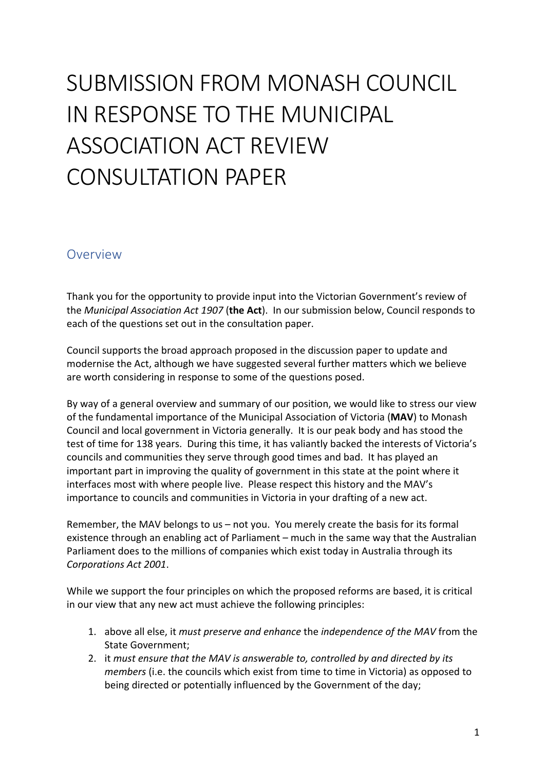# SUBMISSION FROM MONASH COUNCIL IN RESPONSE TO THE MUNICIPAL ASSOCIATION ACT REVIEW CONSULTATION PAPER

## Overview

Thank you for the opportunity to provide input into the Victorian Government's review of the *Municipal Association Act 1907* (**the Act**). In our submission below, Council responds to each of the questions set out in the consultation paper.

Council supports the broad approach proposed in the discussion paper to update and modernise the Act, although we have suggested several further matters which we believe are worth considering in response to some of the questions posed.

By way of a general overview and summary of our position, we would like to stress our view of the fundamental importance of the Municipal Association of Victoria (**MAV**) to Monash Council and local government in Victoria generally. It is our peak body and has stood the test of time for 138 years. During this time, it has valiantly backed the interests of Victoria's councils and communities they serve through good times and bad. It has played an important part in improving the quality of government in this state at the point where it interfaces most with where people live. Please respect this history and the MAV's importance to councils and communities in Victoria in your drafting of a new act.

Remember, the MAV belongs to us – not you. You merely create the basis for its formal existence through an enabling act of Parliament – much in the same way that the Australian Parliament does to the millions of companies which exist today in Australia through its *Corporations Act 2001*.

While we support the four principles on which the proposed reforms are based, it is critical in our view that any new act must achieve the following principles:

1. above all else, it *must preserve and enhance* the *independence of the MAV* from the State Government;
2. it *must ensure that the MAV is answerable to, controlled by and directed by its members* (i.e. the councils which exist from time to time in Victoria) as opposed to being directed or potentially influenced by the Government of the day;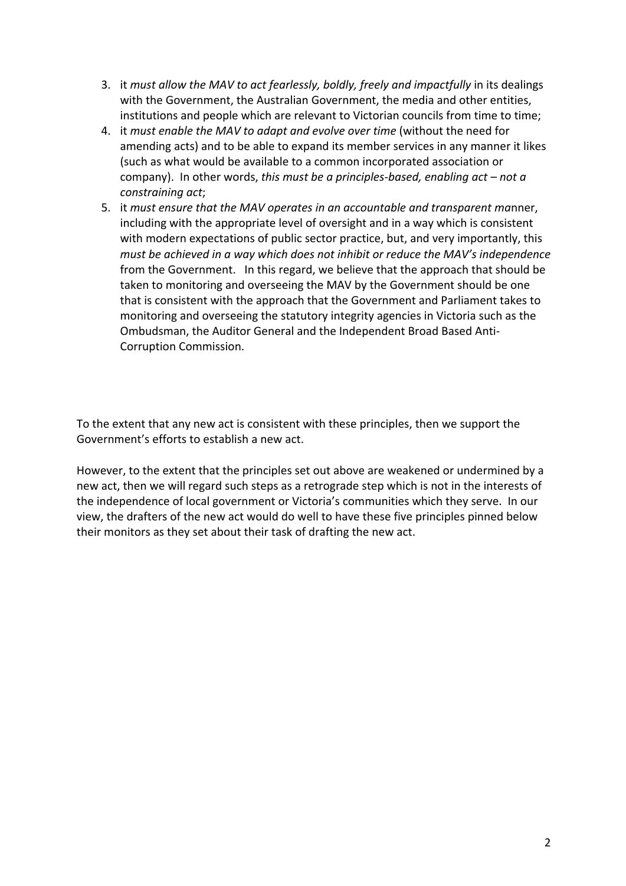3. it *must allow the MAV to act fearlessly, boldly, freely and impactfully* in its dealings with the Government, the Australian Government, the media and other entities, institutions and people which are relevant to Victorian councils from time to time;
4. it *must enable the MAV to adapt and evolve over time* (without the need for amending acts) and to be able to expand its member services in any manner it likes (such as what would be available to a common incorporated association or company). In other words, *this must be a principles-based, enabling act – not a constraining act*;
5. it *must ensure that the MAV operates in an accountable and transparent ma*nner, including with the appropriate level of oversight and in a way which is consistent with modern expectations of public sector practice, but, and very importantly, this *must be achieved in a way which does not inhibit or reduce the MAV's independence* from the Government. In this regard, we believe that the approach that should be taken to monitoring and overseeing the MAV by the Government should be one that is consistent with the approach that the Government and Parliament takes to monitoring and overseeing the statutory integrity agencies in Victoria such as the Ombudsman, the Auditor General and the Independent Broad Based Anti-Corruption Commission.

To the extent that any new act is consistent with these principles, then we support the Government's efforts to establish a new act.

However, to the extent that the principles set out above are weakened or undermined by a new act, then we will regard such steps as a retrograde step which is not in the interests of the independence of local government or Victoria's communities which they serve. In our view, the drafters of the new act would do well to have these five principles pinned below their monitors as they set about their task of drafting the new act.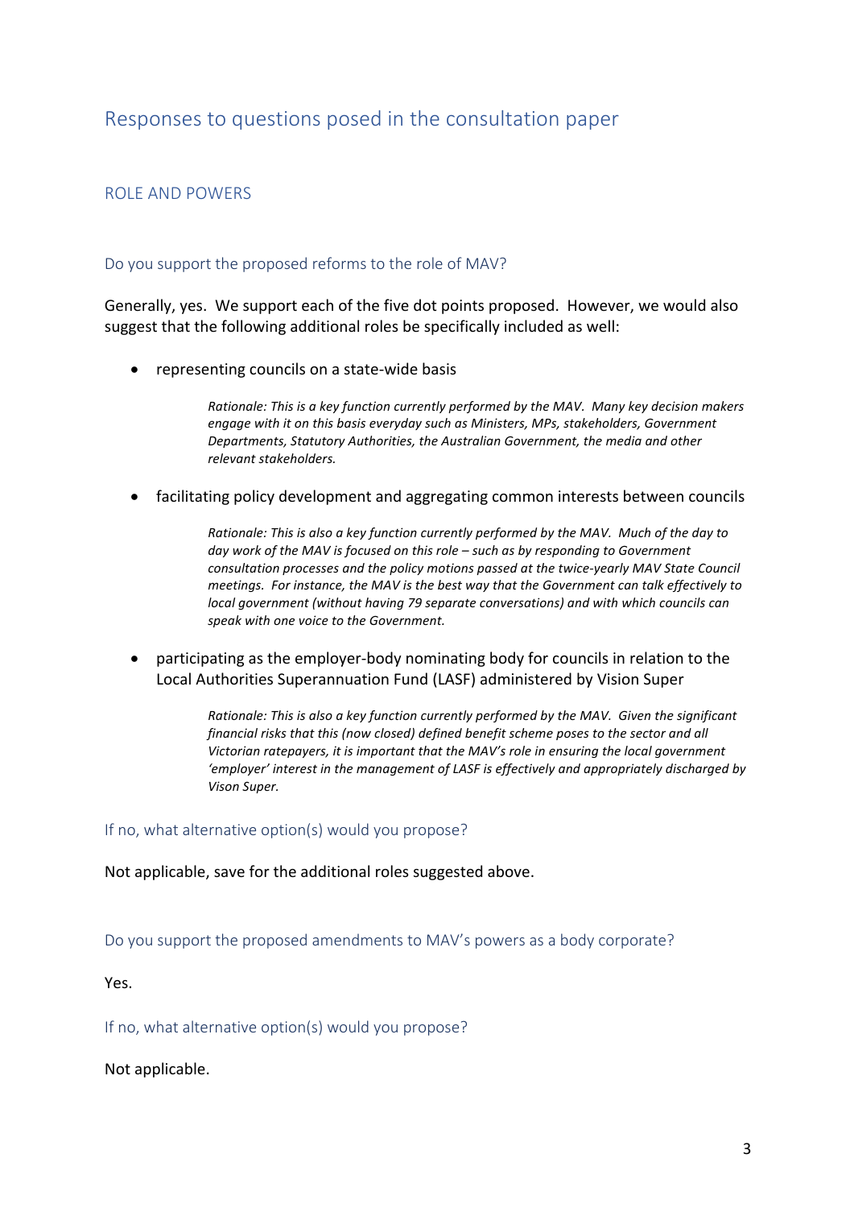## Responses to questions posed in the consultation paper

### ROLE AND POWERS

#### Do you support the proposed reforms to the role of MAV?

Generally, yes. We support each of the five dot points proposed. However, we would also suggest that the following additional roles be specifically included as well:

- representing councils on a state-wide basis

  *Rationale: This is a key function currently performed by the MAV. Many key decision makers engage with it on this basis everyday such as Ministers, MPs, stakeholders, Government Departments, Statutory Authorities, the Australian Government, the media and other relevant stakeholders.*

- facilitating policy development and aggregating common interests between councils

  *Rationale: This is also a key function currently performed by the MAV. Much of the day to day work of the MAV is focused on this role – such as by responding to Government consultation processes and the policy motions passed at the twice-yearly MAV State Council meetings. For instance, the MAV is the best way that the Government can talk effectively to local government (without having 79 separate conversations) and with which councils can speak with one voice to the Government.*

- participating as the employer-body nominating body for councils in relation to the Local Authorities Superannuation Fund (LASF) administered by Vision Super

  *Rationale: This is also a key function currently performed by the MAV. Given the significant financial risks that this (now closed) defined benefit scheme poses to the sector and all Victorian ratepayers, it is important that the MAV's role in ensuring the local government 'employer' interest in the management of LASF is effectively and appropriately discharged by Vison Super.*

#### If no, what alternative option(s) would you propose?

Not applicable, save for the additional roles suggested above.

#### Do you support the proposed amendments to MAV's powers as a body corporate?

Yes.

#### If no, what alternative option(s) would you propose?

Not applicable.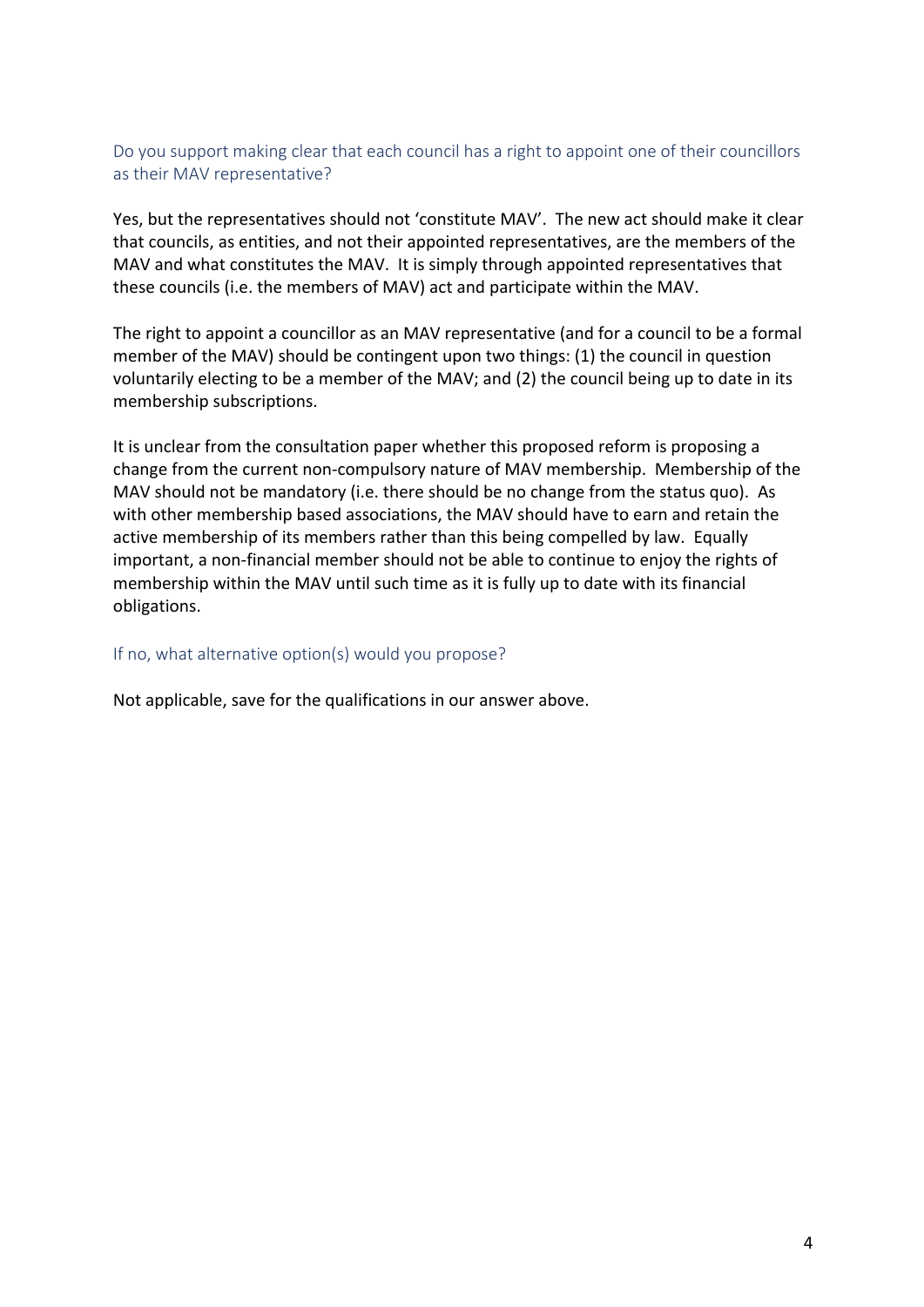### Do you support making clear that each council has a right to appoint one of their councillors as their MAV representative?

Yes, but the representatives should not 'constitute MAV'. The new act should make it clear that councils, as entities, and not their appointed representatives, are the members of the MAV and what constitutes the MAV. It is simply through appointed representatives that these councils (i.e. the members of MAV) act and participate within the MAV.

The right to appoint a councillor as an MAV representative (and for a council to be a formal member of the MAV) should be contingent upon two things: (1) the council in question voluntarily electing to be a member of the MAV; and (2) the council being up to date in its membership subscriptions.

It is unclear from the consultation paper whether this proposed reform is proposing a change from the current non-compulsory nature of MAV membership. Membership of the MAV should not be mandatory (i.e. there should be no change from the status quo). As with other membership based associations, the MAV should have to earn and retain the active membership of its members rather than this being compelled by law. Equally important, a non-financial member should not be able to continue to enjoy the rights of membership within the MAV until such time as it is fully up to date with its financial obligations.

### If no, what alternative option(s) would you propose?

Not applicable, save for the qualifications in our answer above.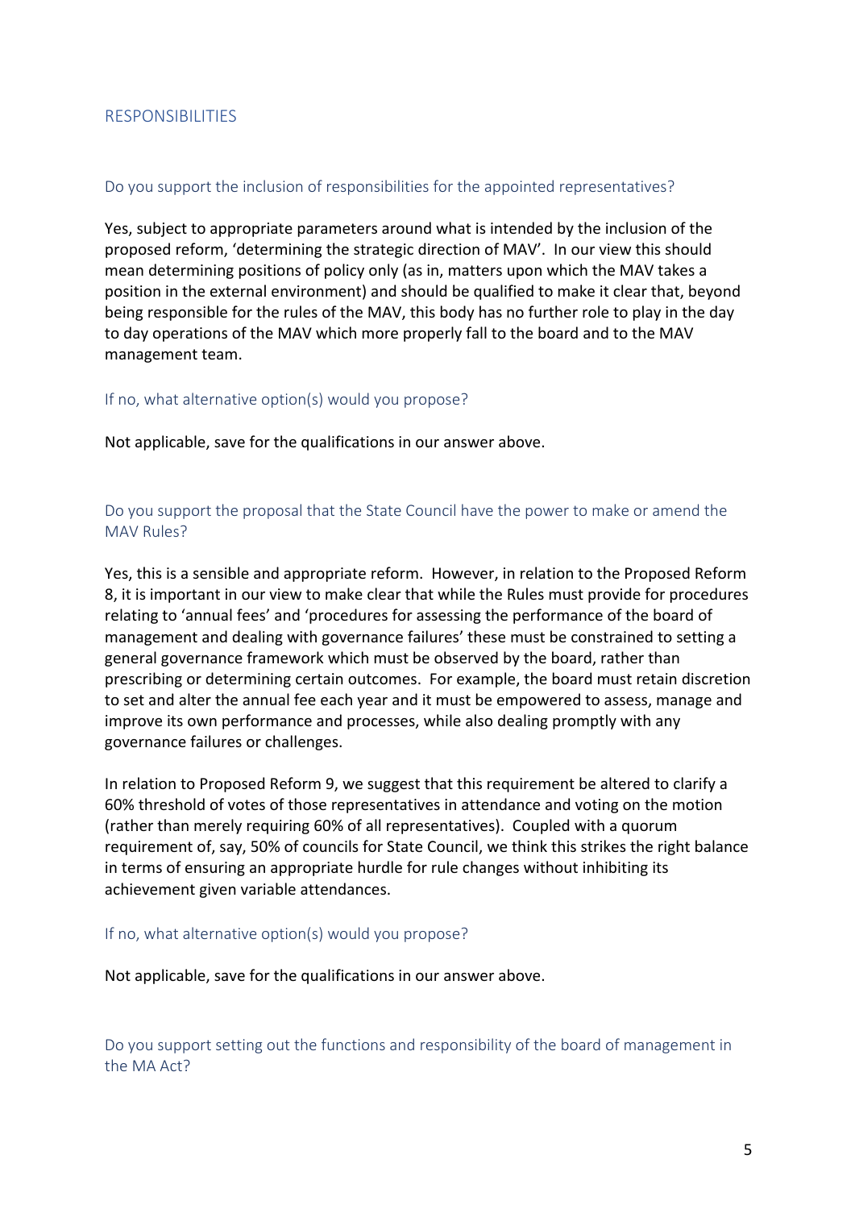## RESPONSIBILITIES

### Do you support the inclusion of responsibilities for the appointed representatives?

Yes, subject to appropriate parameters around what is intended by the inclusion of the proposed reform, 'determining the strategic direction of MAV'. In our view this should mean determining positions of policy only (as in, matters upon which the MAV takes a position in the external environment) and should be qualified to make it clear that, beyond being responsible for the rules of the MAV, this body has no further role to play in the day to day operations of the MAV which more properly fall to the board and to the MAV management team.

### If no, what alternative option(s) would you propose?

Not applicable, save for the qualifications in our answer above.

### Do you support the proposal that the State Council have the power to make or amend the MAV Rules?

Yes, this is a sensible and appropriate reform. However, in relation to the Proposed Reform 8, it is important in our view to make clear that while the Rules must provide for procedures relating to 'annual fees' and 'procedures for assessing the performance of the board of management and dealing with governance failures' these must be constrained to setting a general governance framework which must be observed by the board, rather than prescribing or determining certain outcomes. For example, the board must retain discretion to set and alter the annual fee each year and it must be empowered to assess, manage and improve its own performance and processes, while also dealing promptly with any governance failures or challenges.

In relation to Proposed Reform 9, we suggest that this requirement be altered to clarify a 60% threshold of votes of those representatives in attendance and voting on the motion (rather than merely requiring 60% of all representatives). Coupled with a quorum requirement of, say, 50% of councils for State Council, we think this strikes the right balance in terms of ensuring an appropriate hurdle for rule changes without inhibiting its achievement given variable attendances.

### If no, what alternative option(s) would you propose?

Not applicable, save for the qualifications in our answer above.

### Do you support setting out the functions and responsibility of the board of management in the MA Act?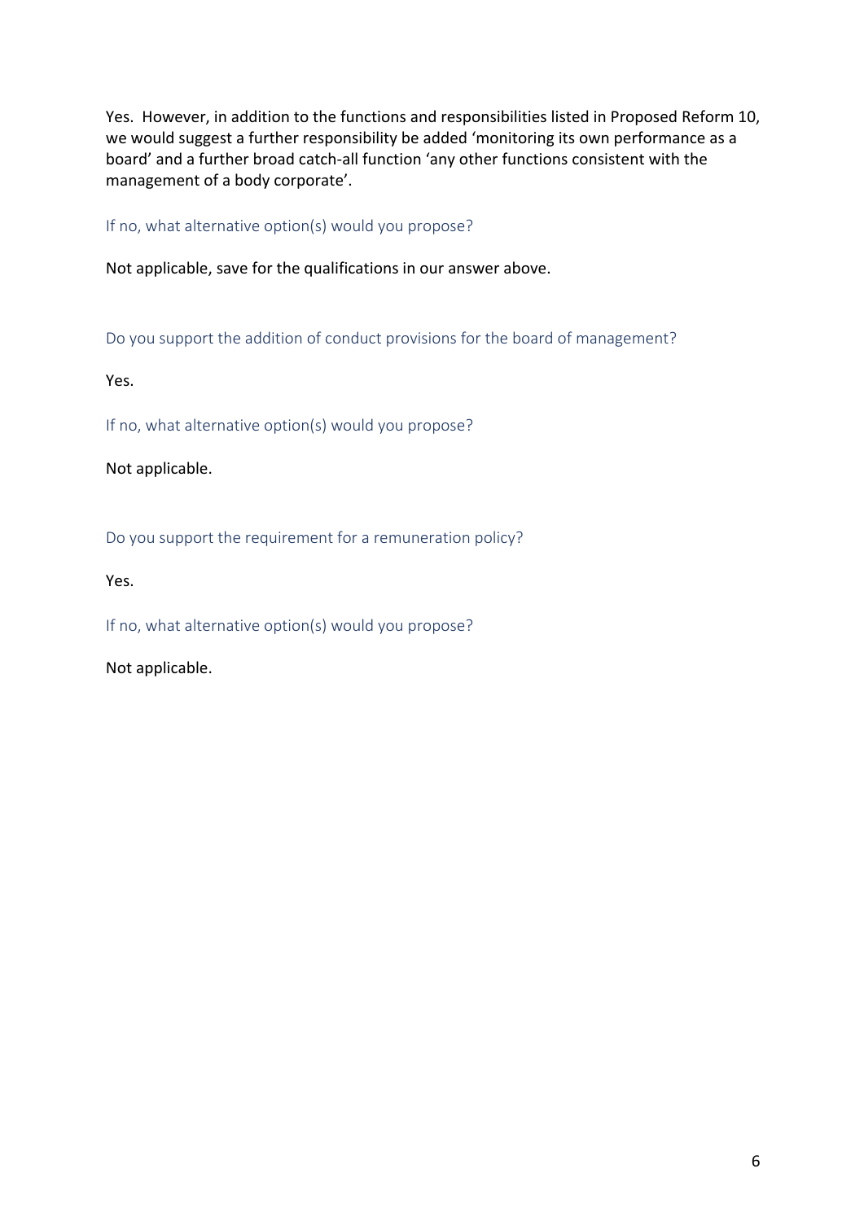Yes. However, in addition to the functions and responsibilities listed in Proposed Reform 10, we would suggest a further responsibility be added 'monitoring its own performance as a board' and a further broad catch-all function 'any other functions consistent with the management of a body corporate'.

If no, what alternative option(s) would you propose?

Not applicable, save for the qualifications in our answer above.

Do you support the addition of conduct provisions for the board of management?

Yes.

If no, what alternative option(s) would you propose?

Not applicable.

Do you support the requirement for a remuneration policy?

Yes.

If no, what alternative option(s) would you propose?

Not applicable.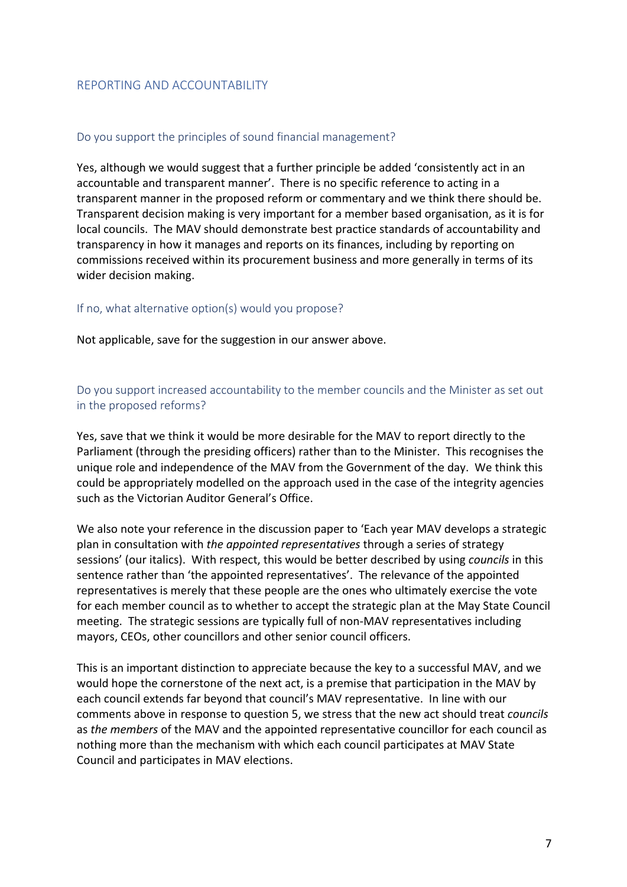## REPORTING AND ACCOUNTABILITY

### Do you support the principles of sound financial management?

Yes, although we would suggest that a further principle be added 'consistently act in an accountable and transparent manner'. There is no specific reference to acting in a transparent manner in the proposed reform or commentary and we think there should be. Transparent decision making is very important for a member based organisation, as it is for local councils. The MAV should demonstrate best practice standards of accountability and transparency in how it manages and reports on its finances, including by reporting on commissions received within its procurement business and more generally in terms of its wider decision making.

### If no, what alternative option(s) would you propose?

Not applicable, save for the suggestion in our answer above.

### Do you support increased accountability to the member councils and the Minister as set out in the proposed reforms?

Yes, save that we think it would be more desirable for the MAV to report directly to the Parliament (through the presiding officers) rather than to the Minister. This recognises the unique role and independence of the MAV from the Government of the day. We think this could be appropriately modelled on the approach used in the case of the integrity agencies such as the Victorian Auditor General's Office.

We also note your reference in the discussion paper to 'Each year MAV develops a strategic plan in consultation with *the appointed representatives* through a series of strategy sessions' (our italics). With respect, this would be better described by using *councils* in this sentence rather than 'the appointed representatives'. The relevance of the appointed representatives is merely that these people are the ones who ultimately exercise the vote for each member council as to whether to accept the strategic plan at the May State Council meeting. The strategic sessions are typically full of non-MAV representatives including mayors, CEOs, other councillors and other senior council officers.

This is an important distinction to appreciate because the key to a successful MAV, and we would hope the cornerstone of the next act, is a premise that participation in the MAV by each council extends far beyond that council's MAV representative. In line with our comments above in response to question 5, we stress that the new act should treat *councils* as *the members* of the MAV and the appointed representative councillor for each council as nothing more than the mechanism with which each council participates at MAV State Council and participates in MAV elections.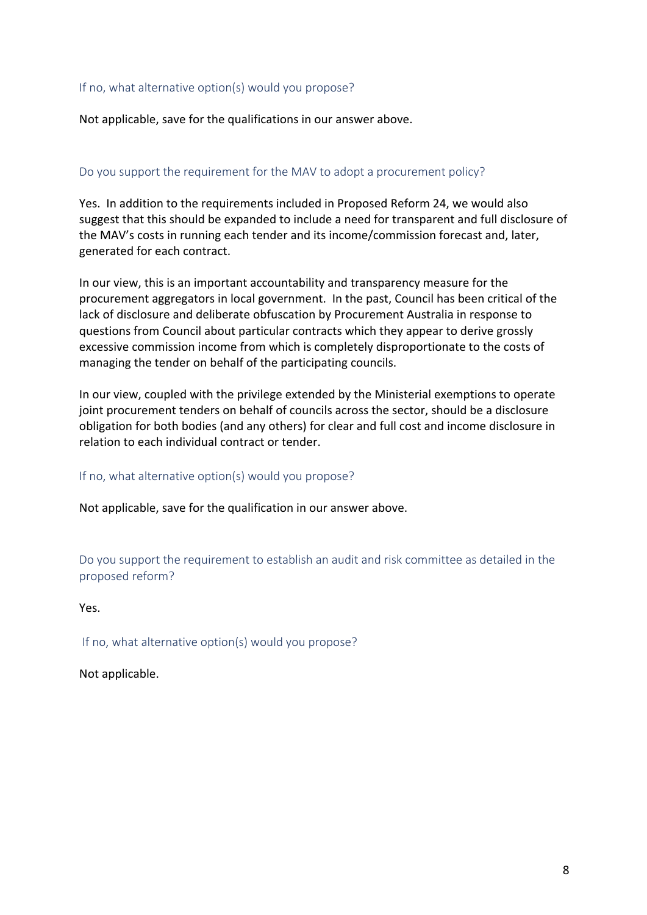### If no, what alternative option(s) would you propose?

Not applicable, save for the qualifications in our answer above.

### Do you support the requirement for the MAV to adopt a procurement policy?

Yes. In addition to the requirements included in Proposed Reform 24, we would also suggest that this should be expanded to include a need for transparent and full disclosure of the MAV's costs in running each tender and its income/commission forecast and, later, generated for each contract.

In our view, this is an important accountability and transparency measure for the procurement aggregators in local government. In the past, Council has been critical of the lack of disclosure and deliberate obfuscation by Procurement Australia in response to questions from Council about particular contracts which they appear to derive grossly excessive commission income from which is completely disproportionate to the costs of managing the tender on behalf of the participating councils.

In our view, coupled with the privilege extended by the Ministerial exemptions to operate joint procurement tenders on behalf of councils across the sector, should be a disclosure obligation for both bodies (and any others) for clear and full cost and income disclosure in relation to each individual contract or tender.

### If no, what alternative option(s) would you propose?

Not applicable, save for the qualification in our answer above.

### Do you support the requirement to establish an audit and risk committee as detailed in the proposed reform?

Yes.

### If no, what alternative option(s) would you propose?

Not applicable.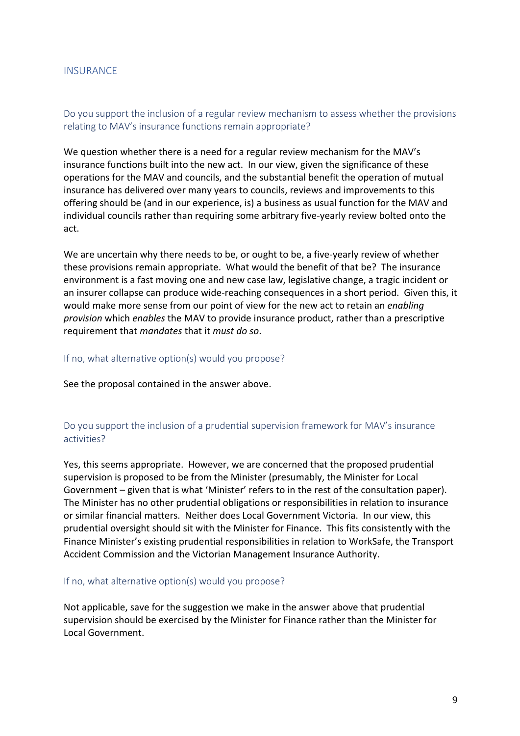## INSURANCE

### Do you support the inclusion of a regular review mechanism to assess whether the provisions relating to MAV's insurance functions remain appropriate?

We question whether there is a need for a regular review mechanism for the MAV's insurance functions built into the new act. In our view, given the significance of these operations for the MAV and councils, and the substantial benefit the operation of mutual insurance has delivered over many years to councils, reviews and improvements to this offering should be (and in our experience, is) a business as usual function for the MAV and individual councils rather than requiring some arbitrary five-yearly review bolted onto the act.

We are uncertain why there needs to be, or ought to be, a five-yearly review of whether these provisions remain appropriate. What would the benefit of that be? The insurance environment is a fast moving one and new case law, legislative change, a tragic incident or an insurer collapse can produce wide-reaching consequences in a short period. Given this, it would make more sense from our point of view for the new act to retain an *enabling provision* which *enables* the MAV to provide insurance product, rather than a prescriptive requirement that *mandates* that it *must do so*.

### If no, what alternative option(s) would you propose?

See the proposal contained in the answer above.

### Do you support the inclusion of a prudential supervision framework for MAV's insurance activities?

Yes, this seems appropriate. However, we are concerned that the proposed prudential supervision is proposed to be from the Minister (presumably, the Minister for Local Government – given that is what 'Minister' refers to in the rest of the consultation paper). The Minister has no other prudential obligations or responsibilities in relation to insurance or similar financial matters. Neither does Local Government Victoria. In our view, this prudential oversight should sit with the Minister for Finance. This fits consistently with the Finance Minister's existing prudential responsibilities in relation to WorkSafe, the Transport Accident Commission and the Victorian Management Insurance Authority.

### If no, what alternative option(s) would you propose?

Not applicable, save for the suggestion we make in the answer above that prudential supervision should be exercised by the Minister for Finance rather than the Minister for Local Government.